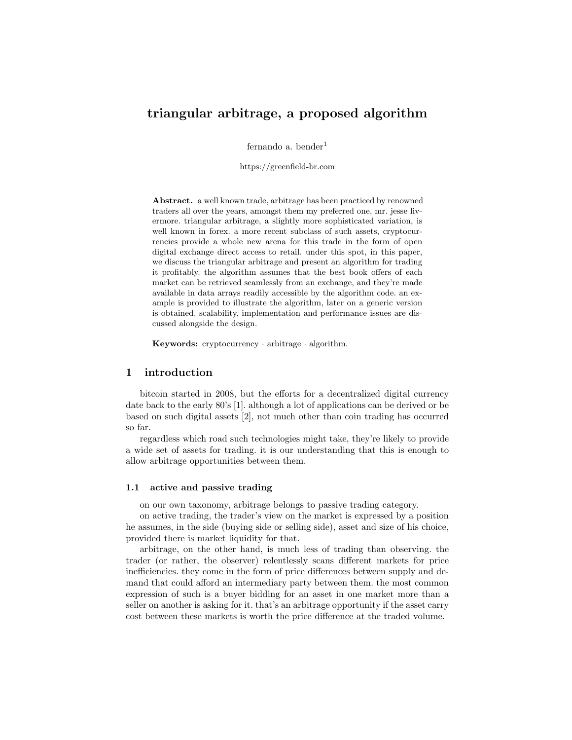# triangular arbitrage, a proposed algorithm

fernando a. bender[1]

https://greenfield-br.com

**Abstract.** a well known trade, arbitrage has been practiced by renowned traders all over the years, amongst them my preferred one, mr. jesse livermore. triangular arbitrage, a slightly more sophisticated variation, is well known in forex. a more recent subclass of such assets, cryptocurrencies provide a whole new arena for this trade in the form of open digital exchange direct access to retail. under this spot, in this paper, we discuss the triangular arbitrage and present an algorithm for trading it profitably. the algorithm assumes that the best book offers of each market can be retrieved seamlessly from an exchange, and they're made available in data arrays readily accessible by the algorithm code. an example is provided to illustrate the algorithm, later on a generic version is obtained. scalability, implementation and performance issues are discussed alongside the design.

**Keywords:** cryptocurrency · arbitrage · algorithm.

## 1 introduction

bitcoin started in 2008, but the efforts for a decentralized digital currency date back to the early 80's [1]. although a lot of applications can be derived or be based on such digital assets [2], not much other than coin trading has occurred so far.

regardless which road such technologies might take, they're likely to provide a wide set of assets for trading. it is our understanding that this is enough to allow arbitrage opportunities between them.

### 1.1 active and passive trading

on our own taxonomy, arbitrage belongs to passive trading category.

on active trading, the trader's view on the market is expressed by a position he assumes, in the side (buying side or selling side), asset and size of his choice, provided there is market liquidity for that.

arbitrage, on the other hand, is much less of trading than observing. the trader (or rather, the observer) relentlessly scans different markets for price inefficiencies. they come in the form of price differences between supply and demand that could afford an intermediary party between them. the most common expression of such is a buyer bidding for an asset in one market more than a seller on another is asking for it. that's an arbitrage opportunity if the asset carry cost between these markets is worth the price difference at the traded volume.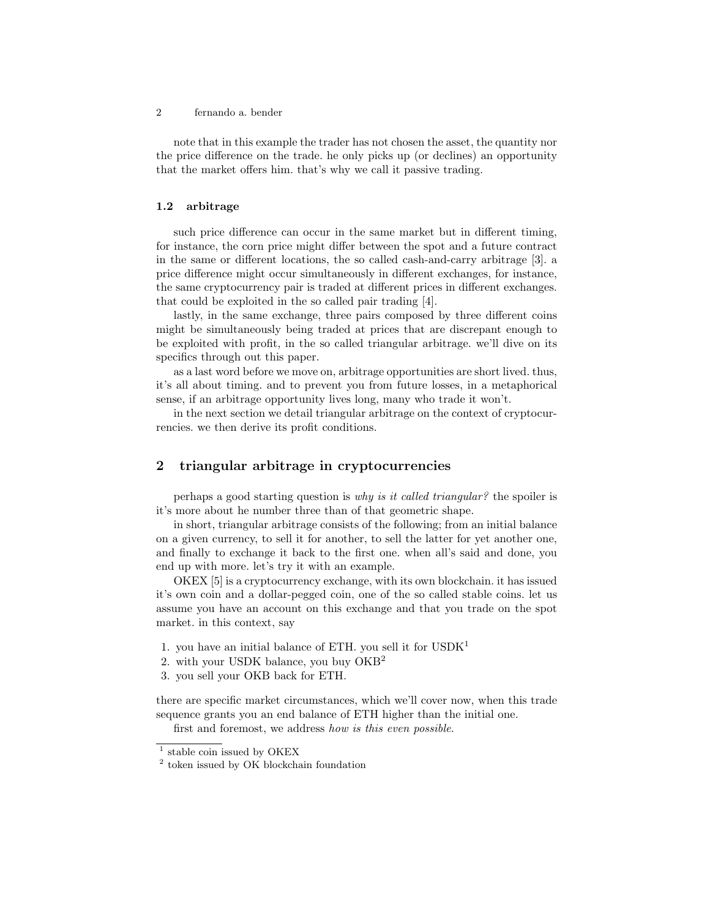note that in this example the trader has not chosen the asset, the quantity nor the price difference on the trade. he only picks up (or declines) an opportunity that the market offers him. that's why we call it passive trading.

### 1.2 arbitrage

such price difference can occur in the same market but in different timing, for instance, the corn price might differ between the spot and a future contract in the same or different locations, the so called cash-and-carry arbitrage [3]. a price difference might occur simultaneously in different exchanges, for instance, the same cryptocurrency pair is traded at different prices in different exchanges. that could be exploited in the so called pair trading [4].

lastly, in the same exchange, three pairs composed by three different coins might be simultaneously being traded at prices that are discrepant enough to be exploited with profit, in the so called triangular arbitrage. we'll dive on its specifics through out this paper.

as a last word before we move on, arbitrage opportunities are short lived. thus, it's all about timing. and to prevent you from future losses, in a metaphorical sense, if an arbitrage opportunity lives long, many who trade it won't.

in the next section we detail triangular arbitrage on the context of cryptocurrencies. we then derive its profit conditions.

## 2 triangular arbitrage in cryptocurrencies

perhaps a good starting question is *why is it called triangular?* the spoiler is it's more about he number three than of that geometric shape.

in short, triangular arbitrage consists of the following; from an initial balance on a given currency, to sell it for another, to sell the latter for yet another one, and finally to exchange it back to the first one. when all's said and done, you end up with more. let's try it with an example.

OKEX [5] is a cryptocurrency exchange, with its own blockchain. it has issued it's own coin and a dollar-pegged coin, one of the so called stable coins. let us assume you have an account on this exchange and that you trade on the spot market. in this context, say

1. you have an initial balance of ETH. you sell it for USDK[1]
2. with your USDK balance, you buy OKB[2]
3. you sell your OKB back for ETH.

there are specific market circumstances, which we'll cover now, when this trade sequence grants you an end balance of ETH higher than the initial one.

first and foremost, we address *how is this even possible*.

[1] stable coin issued by OKEX

[2] token issued by OK blockchain foundation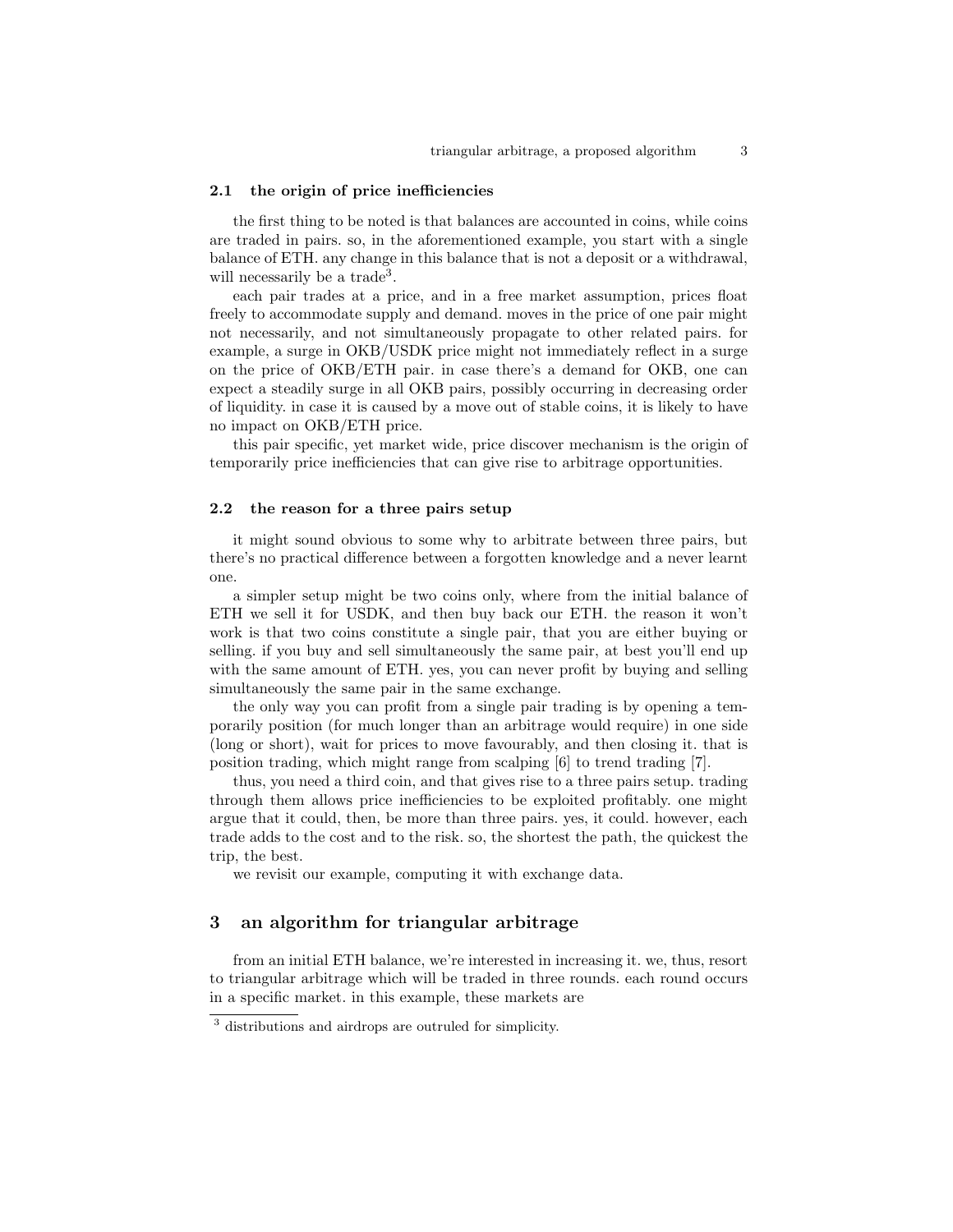### 2.1 the origin of price inefficiencies

the first thing to be noted is that balances are accounted in coins, while coins are traded in pairs. so, in the aforementioned example, you start with a single balance of ETH. any change in this balance that is not a deposit or a withdrawal, will necessarily be a trade[3].

each pair trades at a price, and in a free market assumption, prices float freely to accommodate supply and demand. moves in the price of one pair might not necessarily, and not simultaneously propagate to other related pairs. for example, a surge in OKB/USDK price might not immediately reflect in a surge on the price of OKB/ETH pair. in case there's a demand for OKB, one can expect a steadily surge in all OKB pairs, possibly occurring in decreasing order of liquidity. in case it is caused by a move out of stable coins, it is likely to have no impact on OKB/ETH price.

this pair specific, yet market wide, price discover mechanism is the origin of temporarily price inefficiencies that can give rise to arbitrage opportunities.

### 2.2 the reason for a three pairs setup

it might sound obvious to some why to arbitrate between three pairs, but there's no practical difference between a forgotten knowledge and a never learnt one.

a simpler setup might be two coins only, where from the initial balance of ETH we sell it for USDK, and then buy back our ETH. the reason it won't work is that two coins constitute a single pair, that you are either buying or selling. if you buy and sell simultaneously the same pair, at best you'll end up with the same amount of ETH. yes, you can never profit by buying and selling simultaneously the same pair in the same exchange.

the only way you can profit from a single pair trading is by opening a temporarily position (for much longer than an arbitrage would require) in one side (long or short), wait for prices to move favourably, and then closing it. that is position trading, which might range from scalping [6] to trend trading [7].

thus, you need a third coin, and that gives rise to a three pairs setup. trading through them allows price inefficiencies to be exploited profitably. one might argue that it could, then, be more than three pairs. yes, it could. however, each trade adds to the cost and to the risk. so, the shortest the path, the quickest the trip, the best.

we revisit our example, computing it with exchange data.

## 3 an algorithm for triangular arbitrage

from an initial ETH balance, we're interested in increasing it. we, thus, resort to triangular arbitrage which will be traded in three rounds. each round occurs in a specific market. in this example, these markets are

[3] distributions and airdrops are outruled for simplicity.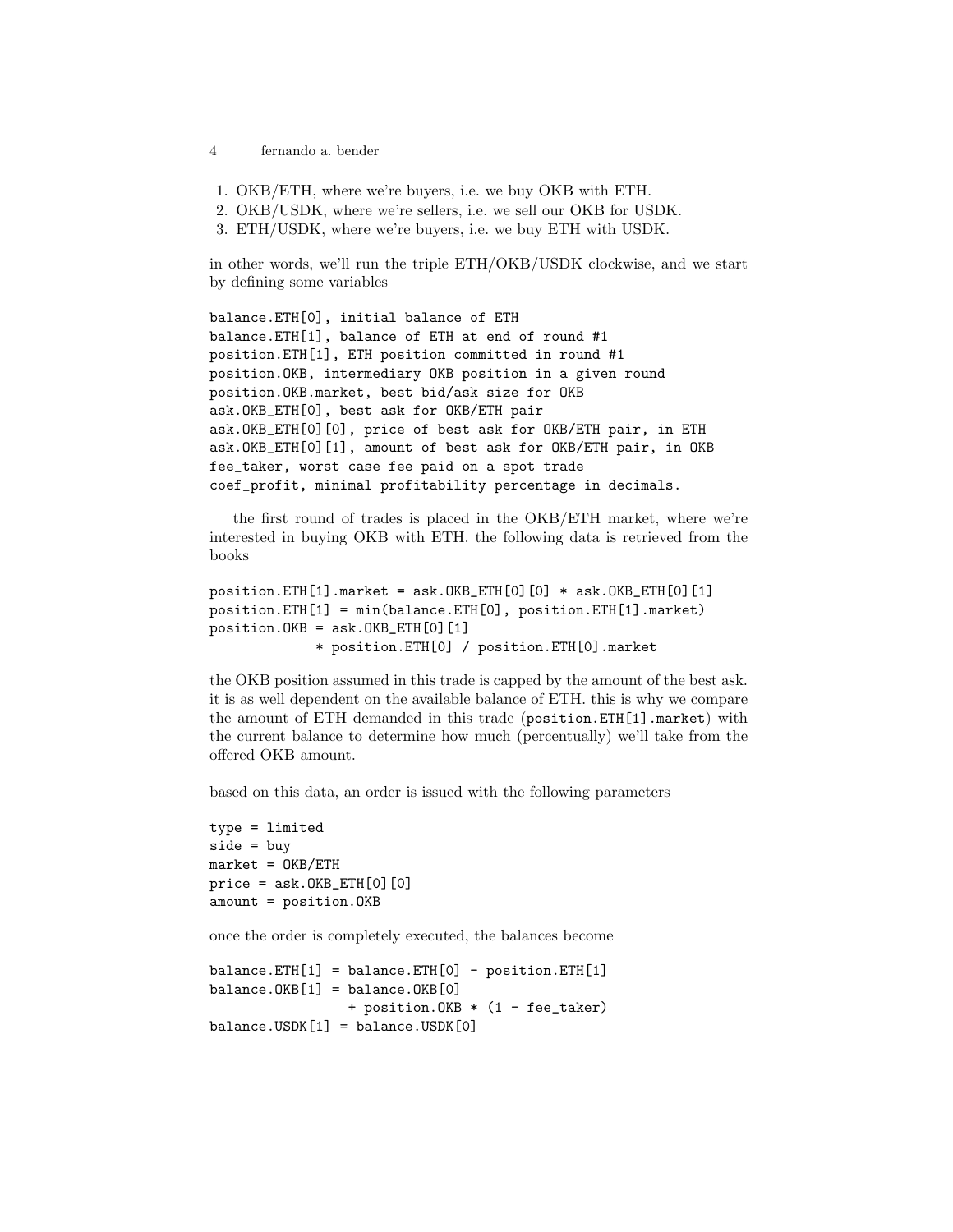1. OKB/ETH, where we're buyers, i.e. we buy OKB with ETH.
2. OKB/USDK, where we're sellers, i.e. we sell our OKB for USDK.
3. ETH/USDK, where we're buyers, i.e. we buy ETH with USDK.

in other words, we'll run the triple ETH/OKB/USDK clockwise, and we start by defining some variables

```
balance.ETH[0], initial balance of ETH
balance.ETH[1], balance of ETH at end of round #1
position.ETH[1], ETH position committed in round #1
position.OKB, intermediary OKB position in a given round
position.OKB.market, best bid/ask size for OKB
ask.OKB_ETH[0], best ask for OKB/ETH pair
ask.OKB_ETH[0][0], price of best ask for OKB/ETH pair, in ETH
ask.OKB_ETH[0][1], amount of best ask for OKB/ETH pair, in OKB
fee_taker, worst case fee paid on a spot trade
coef_profit, minimal profitability percentage in decimals.
```

the first round of trades is placed in the OKB/ETH market, where we're interested in buying OKB with ETH. the following data is retrieved from the books

```
position.ETH[1].market = ask.OKB_ETH[0][0] * ask.OKB_ETH[0][1]
position.ETH[1] = min(balance.ETH[0], position.ETH[1].market)
position.OKB = ask.OKB_ETH[0][1]
             * position.ETH[0] / position.ETH[0].market
```

the OKB position assumed in this trade is capped by the amount of the best ask. it is as well dependent on the available balance of ETH. this is why we compare the amount of ETH demanded in this trade (`position.ETH[1].market`) with the current balance to determine how much (percentually) we'll take from the offered OKB amount.

based on this data, an order is issued with the following parameters

```
type = limited
side = buy
market = OKB/ETH
price = ask.OKB_ETH[0][0]
amount = position.OKB
```

once the order is completely executed, the balances become

```
balance.ETH[1] = balance.ETH[0] - position.ETH[1]
balance.OKB[1] = balance.OKB[0]
               + position.OKB * (1 - fee_taker)
balance.USDK[1] = balance.USDK[0]
```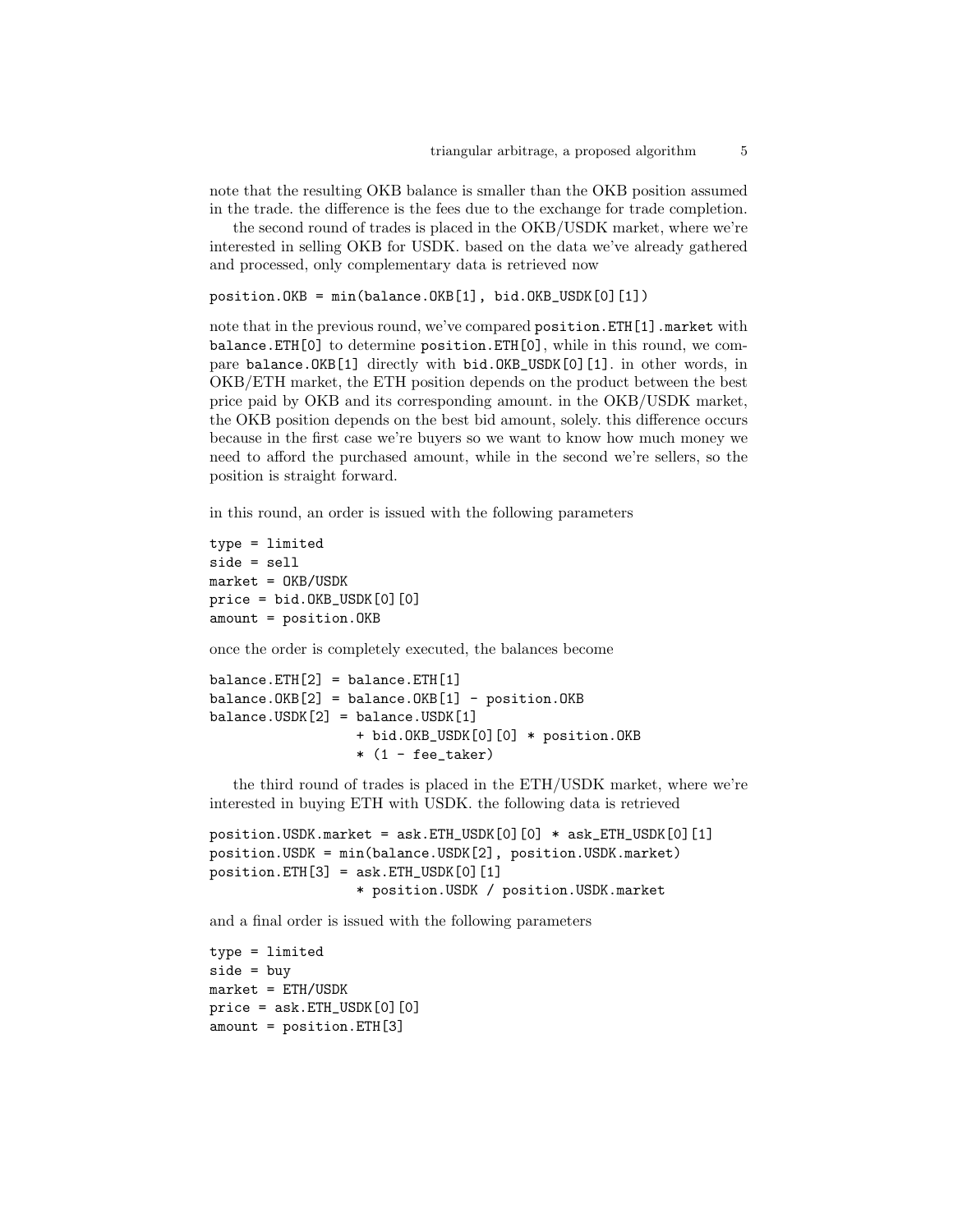note that the resulting OKB balance is smaller than the OKB position assumed in the trade. the difference is the fees due to the exchange for trade completion.

the second round of trades is placed in the OKB/USDK market, where we're interested in selling OKB for USDK. based on the data we've already gathered and processed, only complementary data is retrieved now

```
position.OKB = min(balance.OKB[1], bid.OKB_USDK[0][1])
```

note that in the previous round, we've compared `position.ETH[1].market` with `balance.ETH[0]` to determine `position.ETH[0]`, while in this round, we compare `balance.OKB[1]` directly with `bid.OKB_USDK[0][1]`. in other words, in OKB/ETH market, the ETH position depends on the product between the best price paid by OKB and its corresponding amount. in the OKB/USDK market, the OKB position depends on the best bid amount, solely. this difference occurs because in the first case we're buyers so we want to know how much money we need to afford the purchased amount, while in the second we're sellers, so the position is straight forward.

in this round, an order is issued with the following parameters

```
type = limited
side = sell
market = OKB/USDK
price = bid.OKB_USDK[0][0]
amount = position.OKB
```

once the order is completely executed, the balances become

```
balance.ETH[2] = balance.ETH[1]
balance.OKB[2] = balance.OKB[1] - position.OKB
balance.USDK[2] = balance.USDK[1]
                  + bid.OKB_USDK[0][0] * position.OKB
                  * (1 - fee_taker)
```

the third round of trades is placed in the ETH/USDK market, where we're interested in buying ETH with USDK. the following data is retrieved

```
position.USDK.market = ask.ETH_USDK[0][0] * ask_ETH_USDK[0][1]
position.USDK = min(balance.USDK[2], position.USDK.market)
position.ETH[3] = ask.ETH_USDK[0][1]
                  * position.USDK / position.USDK.market
```

and a final order is issued with the following parameters

```
type = limited
side = buy
market = ETH/USDK
price = ask.ETH_USDK[0][0]
amount = position.ETH[3]
```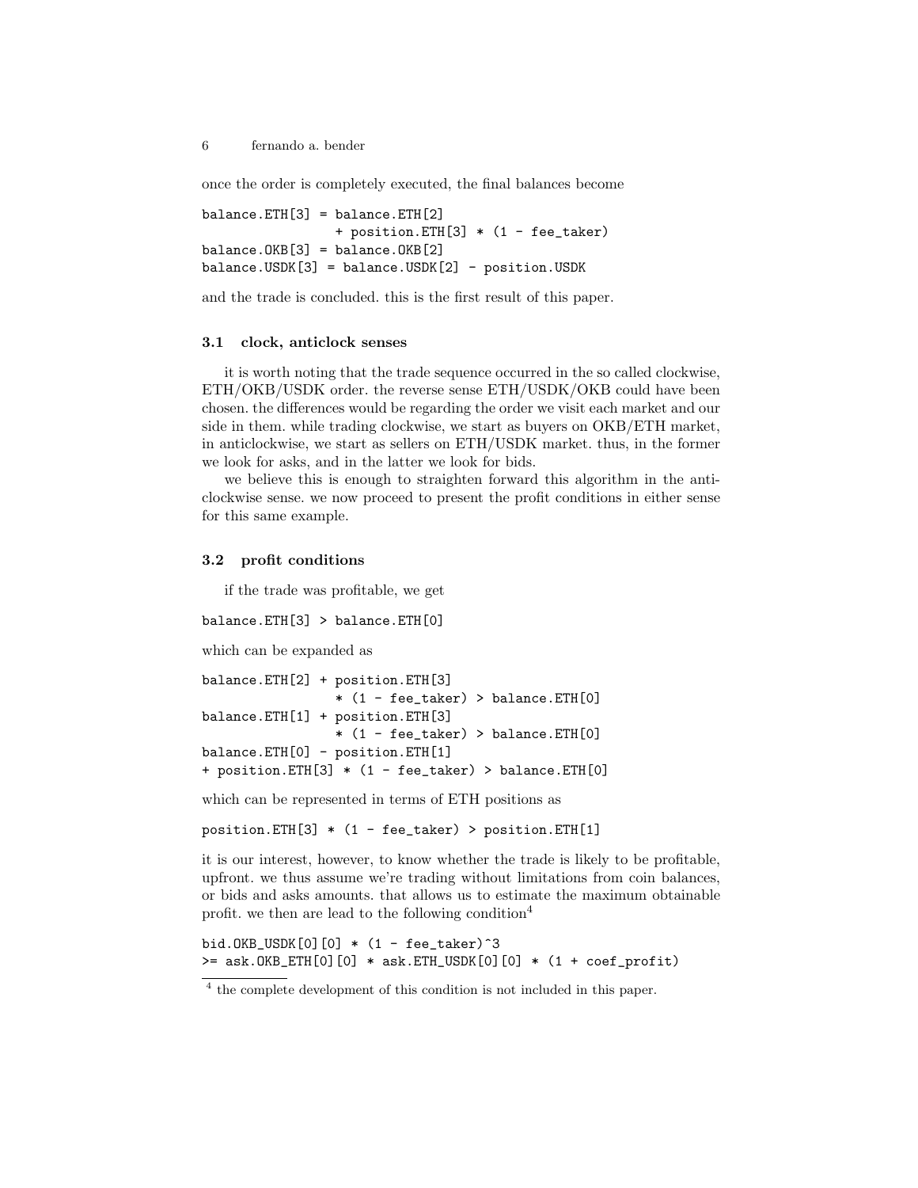once the order is completely executed, the final balances become

```
balance.ETH[3] = balance.ETH[2]
                 + position.ETH[3] * (1 - fee_taker)
balance.OKB[3] = balance.OKB[2]
balance.USDK[3] = balance.USDK[2] - position.USDK
```

and the trade is concluded. this is the first result of this paper.

### 3.1 clock, anticlock senses

it is worth noting that the trade sequence occurred in the so called clockwise, ETH/OKB/USDK order. the reverse sense ETH/USDK/OKB could have been chosen. the differences would be regarding the order we visit each market and our side in them. while trading clockwise, we start as buyers on OKB/ETH market, in anticlockwise, we start as sellers on ETH/USDK market. thus, in the former we look for asks, and in the latter we look for bids.

we believe this is enough to straighten forward this algorithm in the anticlockwise sense. we now proceed to present the profit conditions in either sense for this same example.

### 3.2 profit conditions

if the trade was profitable, we get

```
balance.ETH[3] > balance.ETH[0]
```

which can be expanded as

```
balance.ETH[2] + position.ETH[3]
                 * (1 - fee_taker) > balance.ETH[0]
balance.ETH[1] + position.ETH[3]
                 * (1 - fee_taker) > balance.ETH[0]
balance.ETH[0] - position.ETH[1]
+ position.ETH[3] * (1 - fee_taker) > balance.ETH[0]
```

which can be represented in terms of ETH positions as

```
position.ETH[3] * (1 - fee_taker) > position.ETH[1]
```

it is our interest, however, to know whether the trade is likely to be profitable, upfront. we thus assume we're trading without limitations from coin balances, or bids and asks amounts. that allows us to estimate the maximum obtainable profit. we then are lead to the following condition[4]

```
bid.OKB_USDK[0][0] * (1 - fee_taker)^3
>= ask.OKB_ETH[0][0] * ask.ETH_USDK[0][0] * (1 + coef_profit)
```

[4] the complete development of this condition is not included in this paper.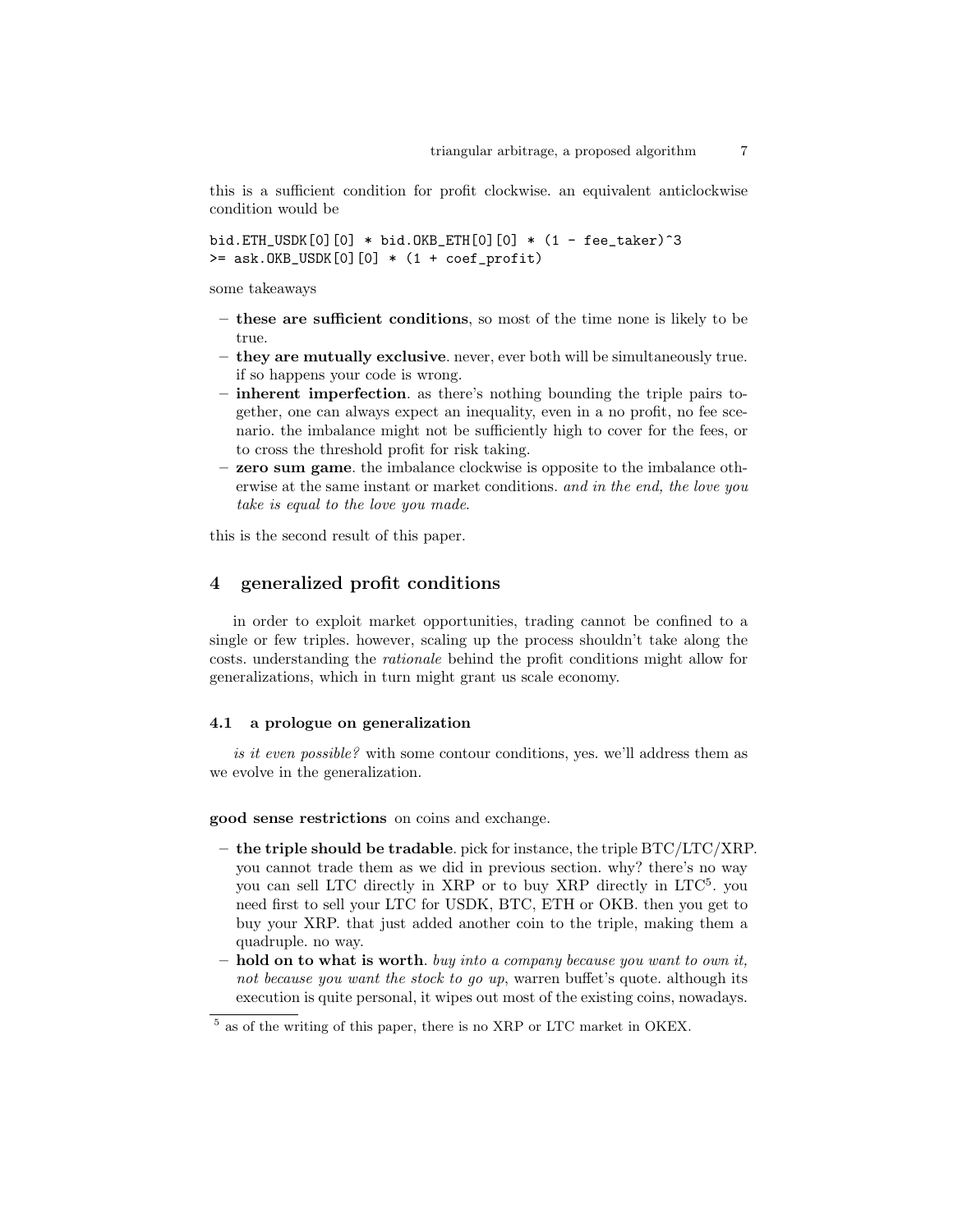this is a sufficient condition for profit clockwise. an equivalent anticlockwise condition would be

```
bid.ETH_USDK[0][0] * bid.OKB_ETH[0][0] * (1 - fee_taker)^3
>= ask.OKB_USDK[0][0] * (1 + coef_profit)
```

some takeaways

- **these are sufficient conditions**, so most of the time none is likely to be true.
- **they are mutually exclusive**. never, ever both will be simultaneously true. if so happens your code is wrong.
- **inherent imperfection**. as there's nothing bounding the triple pairs together, one can always expect an inequality, even in a no profit, no fee scenario. the imbalance might not be sufficiently high to cover for the fees, or to cross the threshold profit for risk taking.
- **zero sum game**. the imbalance clockwise is opposite to the imbalance otherwise at the same instant or market conditions. *and in the end, the love you take is equal to the love you made*.

this is the second result of this paper.

## 4 generalized profit conditions

in order to exploit market opportunities, trading cannot be confined to a single or few triples. however, scaling up the process shouldn't take along the costs. understanding the *rationale* behind the profit conditions might allow for generalizations, which in turn might grant us scale economy.

### 4.1 a prologue on generalization

*is it even possible?* with some contour conditions, yes. we'll address them as we evolve in the generalization.

**good sense restrictions** on coins and exchange.

- **the triple should be tradable**. pick for instance, the triple BTC/LTC/XRP. you cannot trade them as we did in previous section. why? there's no way you can sell LTC directly in XRP or to buy XRP directly in LTC[5]. you need first to sell your LTC for USDK, BTC, ETH or OKB. then you get to buy your XRP. that just added another coin to the triple, making them a quadruple. no way.
- **hold on to what is worth**. *buy into a company because you want to own it, not because you want the stock to go up*, warren buffet's quote. although its execution is quite personal, it wipes out most of the existing coins, nowadays.

[5] as of the writing of this paper, there is no XRP or LTC market in OKEX.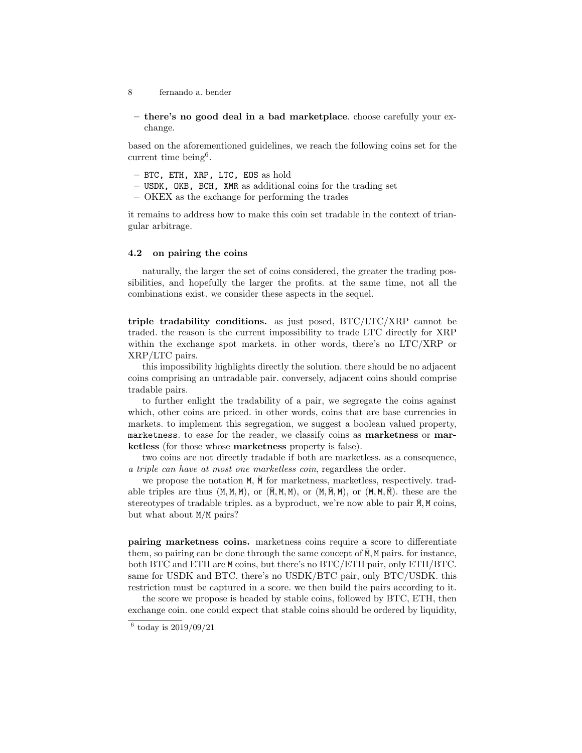- **there's no good deal in a bad marketplace**. choose carefully your exchange.

based on the aforementioned guidelines, we reach the following coins set for the current time being[6].

- `BTC, ETH, XRP, LTC, EOS` as hold
- `USDK, OKB, BCH, XMR` as additional coins for the trading set
- OKEX as the exchange for performing the trades

it remains to address how to make this coin set tradable in the context of triangular arbitrage.

### 4.2 on pairing the coins

naturally, the larger the set of coins considered, the greater the trading possibilities, and hopefully the larger the profits. at the same time, not all the combinations exist. we consider these aspects in the sequel.

**triple tradability conditions.** as just posed, BTC/LTC/XRP cannot be traded. the reason is the current impossibility to trade LTC directly for XRP within the exchange spot markets. in other words, there's no LTC/XRP or XRP/LTC pairs.

this impossibility highlights directly the solution. there should be no adjacent coins comprising an untradable pair. conversely, adjacent coins should comprise tradable pairs.

to further enlight the tradability of a pair, we segregate the coins against which, other coins are priced. in other words, coins that are base currencies in markets. to implement this segregation, we suggest a boolean valued property, `marketness`. to ease for the reader, we classify coins as **marketness** or **marketless** (for those whose **marketness** property is false).

two coins are not directly tradable if both are marketless. as a consequence, *a triple can have at most one marketless coin*, regardless the order.

we propose the notation $\mathtt{M}$, $\bar{\mathtt{M}}$ for marketness, marketless, respectively. tradable triples are thus $(\mathtt{M},\mathtt{M},\mathtt{M})$, or $(\bar{\mathtt{M}},\mathtt{M},\mathtt{M})$, or $(\mathtt{M},\bar{\mathtt{M}},\mathtt{M})$, or $(\mathtt{M},\mathtt{M},\bar{\mathtt{M}})$. these are the stereotypes of tradable triples. as a byproduct, we're now able to pair $\bar{\mathtt{M}},\mathtt{M}$ coins, but what about $\mathtt{M}/\mathtt{M}$ pairs?

**pairing marketness coins.** marketness coins require a score to differentiate them, so pairing can be done through the same concept of $\bar{\mathtt{M}},\mathtt{M}$ pairs. for instance, both BTC and ETH are $\mathtt{M}$ coins, but there's no BTC/ETH pair, only ETH/BTC. same for USDK and BTC. there's no USDK/BTC pair, only BTC/USDK. this restriction must be captured in a score. we then build the pairs according to it.

the score we propose is headed by stable coins, followed by BTC, ETH, then exchange coin. one could expect that stable coins should be ordered by liquidity,

[6] today is 2019/09/21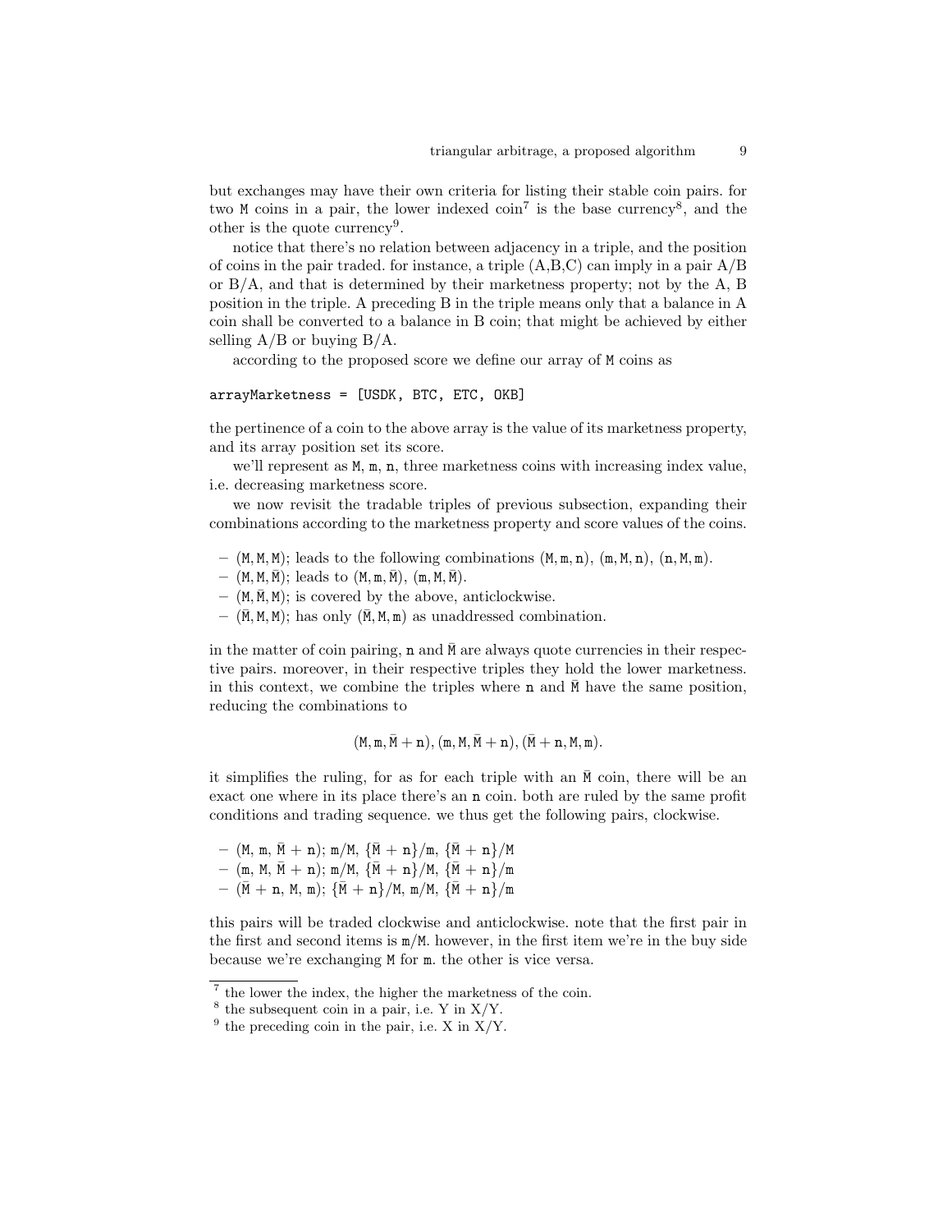but exchanges may have their own criteria for listing their stable coin pairs. for two `M` coins in a pair, the lower indexed coin[7] is the base currency[8], and the other is the quote currency[9].

notice that there's no relation between adjacency in a triple, and the position of coins in the pair traded. for instance, a triple (A,B,C) can imply in a pair A/B or B/A, and that is determined by their marketness property; not by the A, B position in the triple. A preceding B in the triple means only that a balance in A coin shall be converted to a balance in B coin; that might be achieved by either selling A/B or buying B/A.

according to the proposed score we define our array of `M` coins as

```
arrayMarketness = [USDK, BTC, ETC, OKB]
```

the pertinence of a coin to the above array is the value of its marketness property, and its array position set its score.

we'll represent as `M`, `m`, `n`, three marketness coins with increasing index value, i.e. decreasing marketness score.

we now revisit the tradable triples of previous subsection, expanding their combinations according to the marketness property and score values of the coins.

- $(\mathtt{M}, \mathtt{M}, \mathtt{M})$; leads to the following combinations $(\mathtt{M}, \mathtt{m}, \mathtt{n})$, $(\mathtt{m}, \mathtt{M}, \mathtt{n})$, $(\mathtt{n}, \mathtt{M}, \mathtt{m})$.
- $(\mathtt{M}, \mathtt{M}, \bar{\mathtt{M}})$; leads to $(\mathtt{M}, \mathtt{m}, \bar{\mathtt{M}})$, $(\mathtt{m}, \mathtt{M}, \bar{\mathtt{M}})$.
- $(\mathtt{M}, \bar{\mathtt{M}}, \mathtt{M})$; is covered by the above, anticlockwise.
- $(\bar{\mathtt{M}}, \mathtt{M}, \mathtt{M})$; has only $(\bar{\mathtt{M}}, \mathtt{M}, \mathtt{m})$ as unaddressed combination.

in the matter of coin pairing, `n` and $\bar{\mathtt{M}}$ are always quote currencies in their respective pairs. moreover, in their respective triples they hold the lower marketness. in this context, we combine the triples where `n` and $\bar{\mathtt{M}}$ have the same position, reducing the combinations to

$$(\mathtt{M}, \mathtt{m}, \bar{\mathtt{M}} + \mathtt{n}), (\mathtt{m}, \mathtt{M}, \bar{\mathtt{M}} + \mathtt{n}), (\bar{\mathtt{M}} + \mathtt{n}, \mathtt{M}, \mathtt{m}).$$

it simplifies the ruling, for as for each triple with an $\bar{\mathtt{M}}$ coin, there will be an exact one where in its place there's an `n` coin. both are ruled by the same profit conditions and trading sequence. we thus get the following pairs, clockwise.

- $(\mathtt{M},\ \mathtt{m},\ \bar{\mathtt{M}} + \mathtt{n})$; $\mathtt{m}/\mathtt{M}$, $\{\bar{\mathtt{M}} + \mathtt{n}\}/\mathtt{m}$, $\{\bar{\mathtt{M}} + \mathtt{n}\}/\mathtt{M}$
- $(\mathtt{m},\ \mathtt{M},\ \bar{\mathtt{M}} + \mathtt{n})$; $\mathtt{m}/\mathtt{M}$, $\{\bar{\mathtt{M}} + \mathtt{n}\}/\mathtt{M}$, $\{\bar{\mathtt{M}} + \mathtt{n}\}/\mathtt{m}$
- $(\bar{\mathtt{M}} + \mathtt{n},\ \mathtt{M},\ \mathtt{m})$; $\{\bar{\mathtt{M}} + \mathtt{n}\}/\mathtt{M}$, $\mathtt{m}/\mathtt{M}$, $\{\bar{\mathtt{M}} + \mathtt{n}\}/\mathtt{m}$

this pairs will be traded clockwise and anticlockwise. note that the first pair in the first and second items is `m/M`. however, in the first item we're in the buy side because we're exchanging `M` for `m`. the other is vice versa.

---

[7] the lower the index, the higher the marketness of the coin.

[8] the subsequent coin in a pair, i.e. Y in X/Y.

[9] the preceding coin in the pair, i.e. X in X/Y.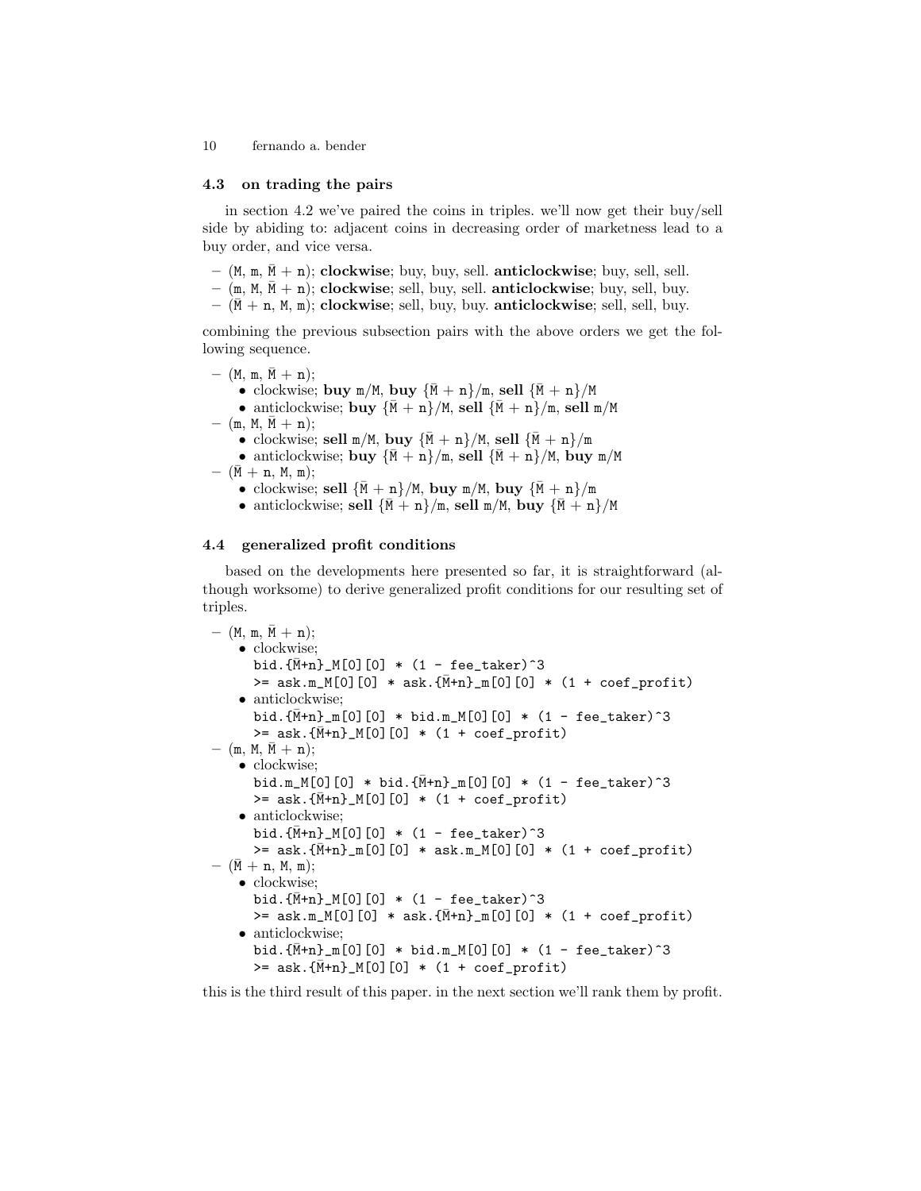### 4.3 on trading the pairs

in section 4.2 we've paired the coins in triples. we'll now get their buy/sell side by abiding to: adjacent coins in decreasing order of marketness lead to a buy order, and vice versa.

- (M, m, $\bar{M}$ + n); **clockwise**; buy, buy, sell. **anticlockwise**; buy, sell, sell.
- (m, M, $\bar{M}$ + n); **clockwise**; sell, buy, sell. **anticlockwise**; buy, sell, buy.
- ($\bar{M}$ + n, M, m); **clockwise**; sell, buy, buy. **anticlockwise**; sell, sell, buy.

combining the previous subsection pairs with the above orders we get the following sequence.

- (M, m, $\bar{M}$ + n);
  - clockwise; **buy** m/M, **buy** {$\bar{M}$ + n}/m, **sell** {$\bar{M}$ + n}/M
  - anticlockwise; **buy** {$\bar{M}$ + n}/M, **sell** {$\bar{M}$ + n}/m, **sell** m/M
- (m, M, $\bar{M}$ + n);
  - clockwise; **sell** m/M, **buy** {$\bar{M}$ + n}/M, **sell** {$\bar{M}$ + n}/m
  - anticlockwise; **buy** {$\bar{M}$ + n}/m, **sell** {$\bar{M}$ + n}/M, **buy** m/M
- ($\bar{M}$ + n, M, m);
  - clockwise; **sell** {$\bar{M}$ + n}/M, **buy** m/M, **buy** {$\bar{M}$ + n}/m
  - anticlockwise; **sell** {$\bar{M}$ + n}/m, **sell** m/M, **buy** {$\bar{M}$ + n}/M

### 4.4 generalized profit conditions

based on the developments here presented so far, it is straightforward (although worksome) to derive generalized profit conditions for our resulting set of triples.

- (M, m, $\bar{M}$ + n);
  - clockwise;
    ```
    bid.{M̄+n}_M[0][0] * (1 - fee_taker)^3
    >= ask.m_M[0][0] * ask.{M̄+n}_m[0][0] * (1 + coef_profit)
    ```
  - anticlockwise;
    ```
    bid.{M̄+n}_m[0][0] * bid.m_M[0][0] * (1 - fee_taker)^3
    >= ask.{M̄+n}_M[0][0] * (1 + coef_profit)
    ```
- (m, M, $\bar{M}$ + n);
  - clockwise;
    ```
    bid.m_M[0][0] * bid.{M̄+n}_m[0][0] * (1 - fee_taker)^3
    >= ask.{M̄+n}_M[0][0] * (1 + coef_profit)
    ```
  - anticlockwise;
    ```
    bid.{M̄+n}_M[0][0] * (1 - fee_taker)^3
    >= ask.{M̄+n}_m[0][0] * ask.m_M[0][0] * (1 + coef_profit)
    ```
- ($\bar{M}$ + n, M, m);
  - clockwise;
    ```
    bid.{M̄+n}_M[0][0] * (1 - fee_taker)^3
    >= ask.m_M[0][0] * ask.{M̄+n}_m[0][0] * (1 + coef_profit)
    ```
  - anticlockwise;
    ```
    bid.{M̄+n}_m[0][0] * bid.m_M[0][0] * (1 - fee_taker)^3
    >= ask.{M̄+n}_M[0][0] * (1 + coef_profit)
    ```

this is the third result of this paper. in the next section we'll rank them by profit.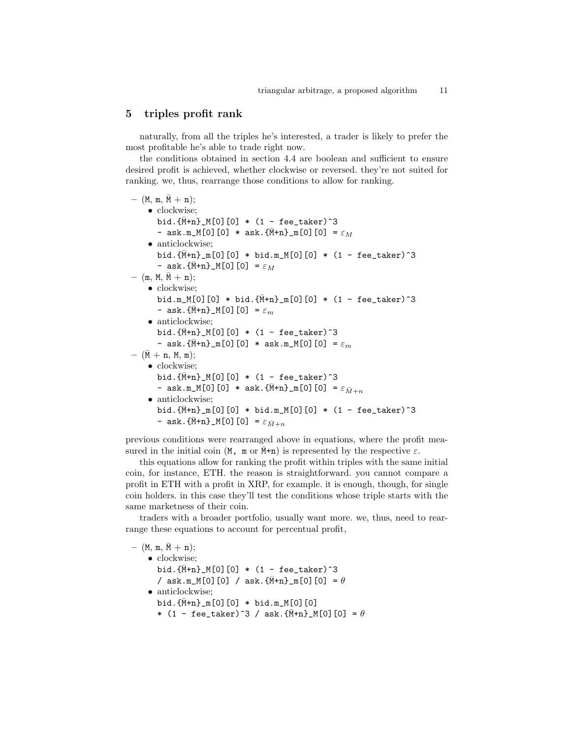## 5 triples profit rank

naturally, from all the triples he's interested, a trader is likely to prefer the most profitable he's able to trade right now.

the conditions obtained in section 4.4 are boolean and sufficient to ensure desired profit is achieved, whether clockwise or reversed. they're not suited for ranking. we, thus, rearrange those conditions to allow for ranking.

- (M, m, $\bar{M}$ + n);
  - clockwise;
    `bid.{M̄+n}_M[0][0] * (1 - fee_taker)^3`
    `- ask.m_M[0][0] * ask.{M̄+n}_m[0][0] =` $\varepsilon_M$
  - anticlockwise;
    `bid.{M̄+n}_m[0][0] * bid.m_M[0][0] * (1 - fee_taker)^3`
    `- ask.{M̄+n}_M[0][0] =` $\varepsilon_M$
- (m, M, $\bar{M}$ + n);
  - clockwise;
    `bid.m_M[0][0] * bid.{M̄+n}_m[0][0] * (1 - fee_taker)^3`
    `- ask.{M̄+n}_M[0][0] =` $\varepsilon_m$
  - anticlockwise;
    `bid.{M̄+n}_M[0][0] * (1 - fee_taker)^3`
    `- ask.{M̄+n}_m[0][0] * ask.m_M[0][0] =` $\varepsilon_m$
- ($\bar{M}$ + n, M, m);
  - clockwise;
    `bid.{M̄+n}_M[0][0] * (1 - fee_taker)^3`
    `- ask.m_M[0][0] * ask.{M̄+n}_m[0][0] =` $\varepsilon_{\bar{M}+n}$
  - anticlockwise;
    `bid.{M̄+n}_m[0][0] * bid.m_M[0][0] * (1 - fee_taker)^3`
    `- ask.{M̄+n}_M[0][0] =` $\varepsilon_{\bar{M}+n}$

previous conditions were rearranged above in equations, where the profit measured in the initial coin (M, m or M̄+n) is represented by the respective $\varepsilon$.

this equations allow for ranking the profit within triples with the same initial coin, for instance, ETH. the reason is straightforward. you cannot compare a profit in ETH with a profit in XRP, for example. it is enough, though, for single coin holders. in this case they'll test the conditions whose triple starts with the same marketness of their coin.

traders with a broader portfolio, usually want more. we, thus, need to rearrange these equations to account for percentual profit,

- (M, m, $\bar{M}$ + n);
  - clockwise;
    `bid.{M̄+n}_M[0][0] * (1 - fee_taker)^3`
    `/ ask.m_M[0][0] / ask.{M̄+n}_m[0][0] =` $\theta$
  - anticlockwise;
    `bid.{M̄+n}_m[0][0] * bid.m_M[0][0]`
    `* (1 - fee_taker)^3 / ask.{M̄+n}_M[0][0] =` $\theta$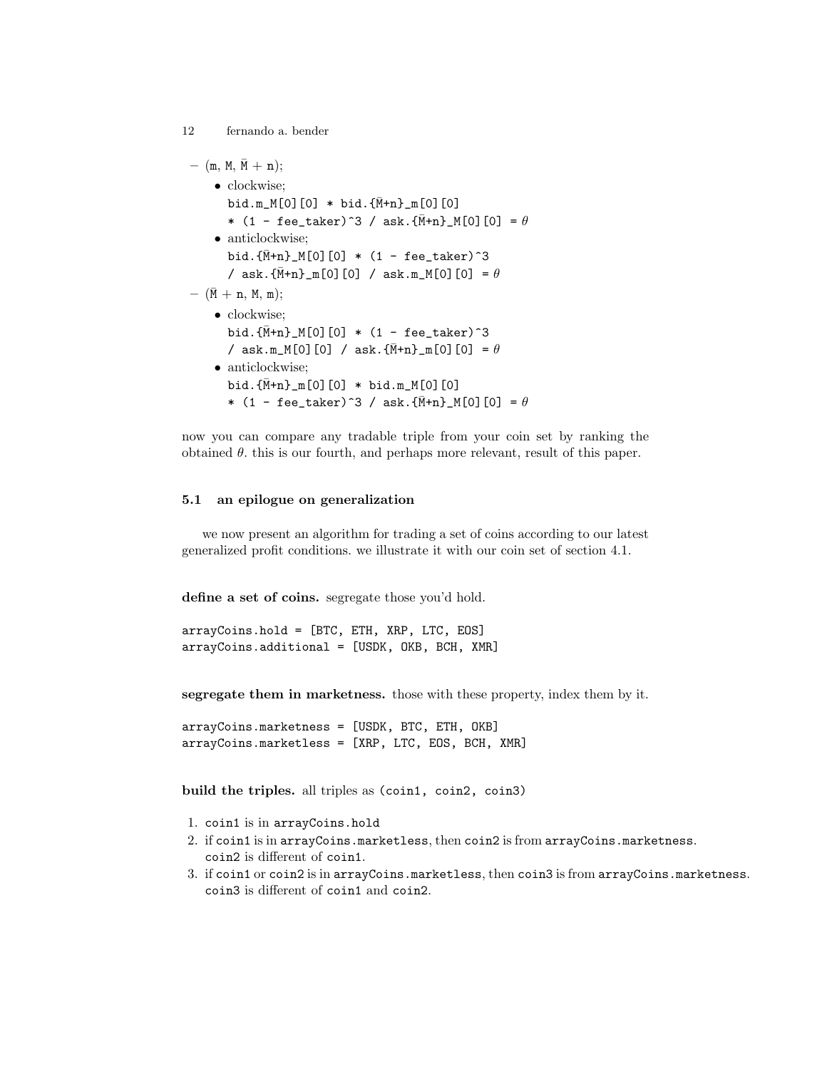- (m, M, $\bar{M}$ + n);
  - clockwise;
    ```
    bid.m_M[0][0] * bid.{M̄+n}_m[0][0]
    * (1 - fee_taker)^3 / ask.{M̄+n}_M[0][0] = θ
    ```
  - anticlockwise;
    ```
    bid.{M̄+n}_M[0][0] * (1 - fee_taker)^3
    / ask.{M̄+n}_m[0][0] / ask.m_M[0][0] = θ
    ```
- ($\bar{M}$ + n, M, m);
  - clockwise;
    ```
    bid.{M̄+n}_M[0][0] * (1 - fee_taker)^3
    / ask.m_M[0][0] / ask.{M̄+n}_m[0][0] = θ
    ```
  - anticlockwise;
    ```
    bid.{M̄+n}_m[0][0] * bid.m_M[0][0]
    * (1 - fee_taker)^3 / ask.{M̄+n}_M[0][0] = θ
    ```

now you can compare any tradable triple from your coin set by ranking the obtained $\theta$. this is our fourth, and perhaps more relevant, result of this paper.

### 5.1 an epilogue on generalization

we now present an algorithm for trading a set of coins according to our latest generalized profit conditions. we illustrate it with our coin set of section 4.1.

**define a set of coins.** segregate those you'd hold.

```
arrayCoins.hold = [BTC, ETH, XRP, LTC, EOS]
arrayCoins.additional = [USDK, OKB, BCH, XMR]
```

**segregate them in marketness.** those with these property, index them by it.

```
arrayCoins.marketness = [USDK, BTC, ETH, OKB]
arrayCoins.marketless = [XRP, LTC, EOS, BCH, XMR]
```

**build the triples.** all triples as `(coin1, coin2, coin3)`

1. `coin1` is in `arrayCoins.hold`
2. if `coin1` is in `arrayCoins.marketless`, then `coin2` is from `arrayCoins.marketness`. `coin2` is different of `coin1`.
3. if `coin1` or `coin2` is in `arrayCoins.marketless`, then `coin3` is from `arrayCoins.marketness`. `coin3` is different of `coin1` and `coin2`.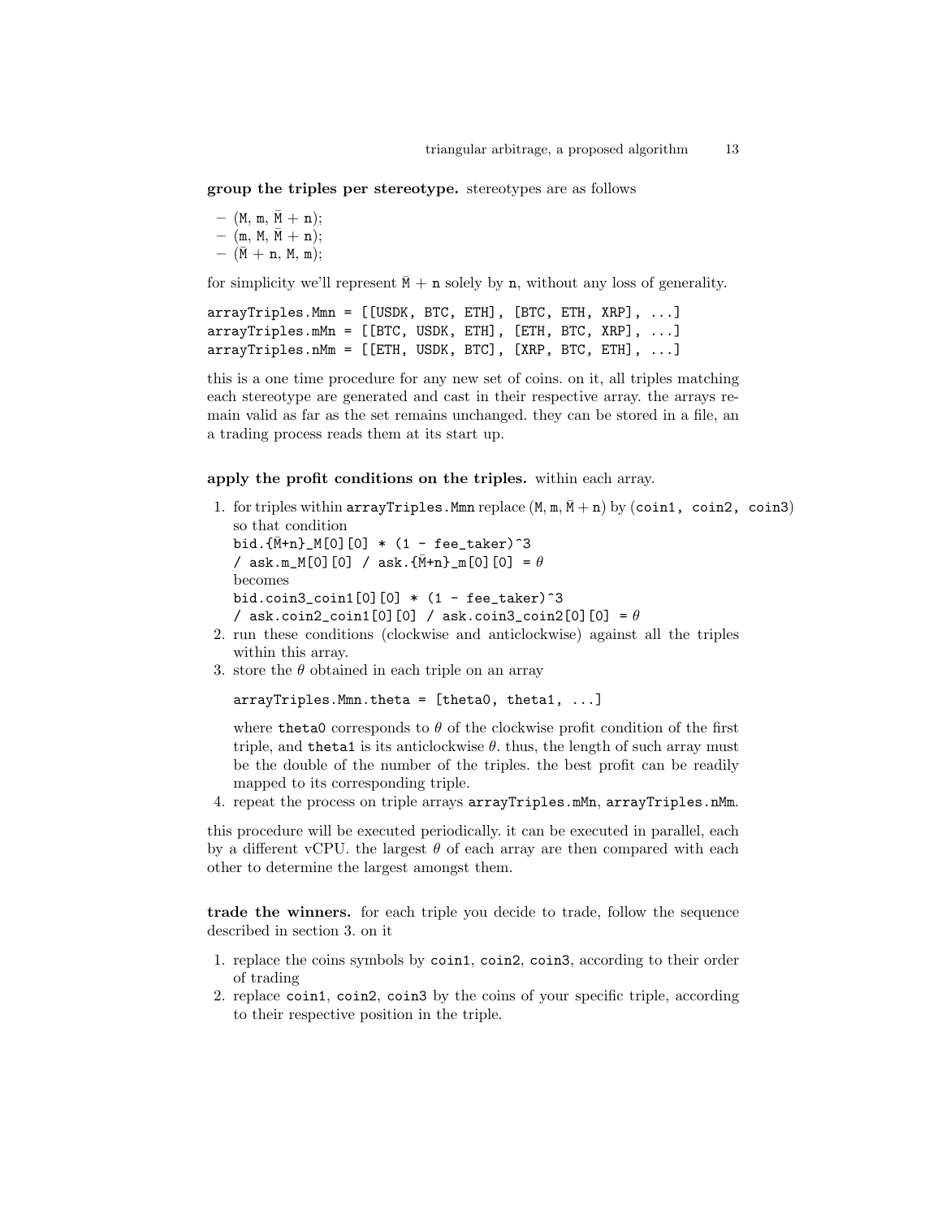**group the triples per stereotype.** stereotypes are as follows

- (M, m, $\bar{\text{M}}$ + n);
- (m, M, $\bar{\text{M}}$ + n);
- ($\bar{\text{M}}$ + n, M, m);

for simplicity we'll represent $\bar{\text{M}}$ + n solely by n, without any loss of generality.

```
arrayTriples.Mmn = [[USDK, BTC, ETH], [BTC, ETH, XRP], ...]
arrayTriples.mMn = [[BTC, USDK, ETH], [ETH, BTC, XRP], ...]
arrayTriples.nMm = [[ETH, USDK, BTC], [XRP, BTC, ETH], ...]
```

this is a one time procedure for any new set of coins. on it, all triples matching each stereotype are generated and cast in their respective array. the arrays remain valid as far as the set remains unchanged. they can be stored in a file, an a trading process reads them at its start up.

**apply the profit conditions on the triples.** within each array.

1. for triples within `arrayTriples.Mmn` replace (M, m, $\bar{\text{M}}$ + n) by (`coin1, coin2, coin3`) so that condition
   `bid.{M̄+n}_M[0][0] * (1 - fee_taker)^3`
   `/ ask.m_M[0][0] / ask.{M̄+n}_m[0][0] =` $\theta$
   becomes
   `bid.coin3_coin1[0][0] * (1 - fee_taker)^3`
   `/ ask.coin2_coin1[0][0] / ask.coin3_coin2[0][0] =` $\theta$
2. run these conditions (clockwise and anticlockwise) against all the triples within this array.
3. store the $\theta$ obtained in each triple on an array

   ```
   arrayTriples.Mmn.theta = [theta0, theta1, ...]
   ```

   where `theta0` corresponds to $\theta$ of the clockwise profit condition of the first triple, and `theta1` is its anticlockwise $\theta$. thus, the length of such array must be the double of the number of the triples. the best profit can be readily mapped to its corresponding triple.
4. repeat the process on triple arrays `arrayTriples.mMn`, `arrayTriples.nMm`.

this procedure will be executed periodically. it can be executed in parallel, each by a different vCPU. the largest $\theta$ of each array are then compared with each other to determine the largest amongst them.

**trade the winners.** for each triple you decide to trade, follow the sequence described in section 3. on it

1. replace the coins symbols by `coin1`, `coin2`, `coin3`, according to their order of trading
2. replace `coin1`, `coin2`, `coin3` by the coins of your specific triple, according to their respective position in the triple.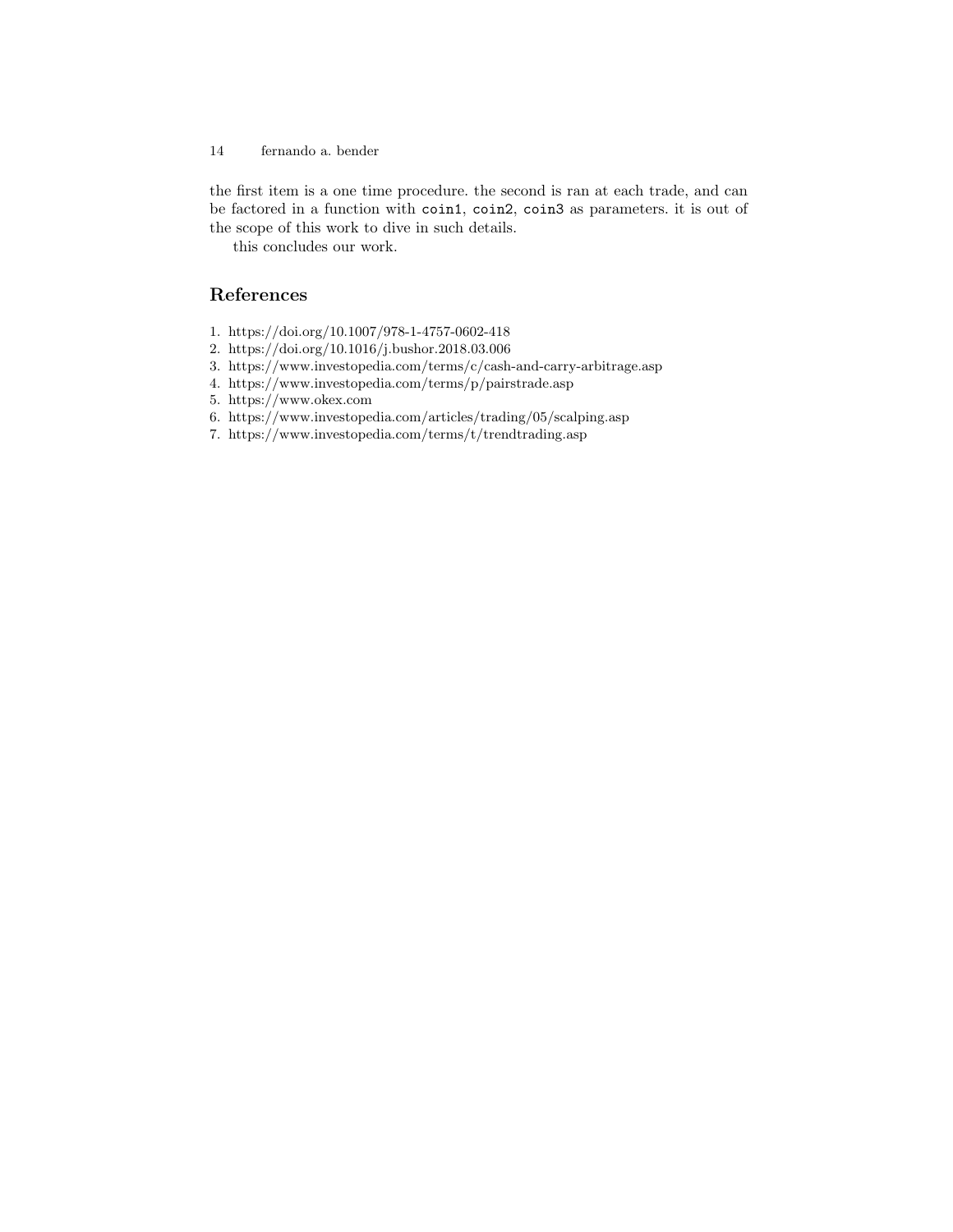the first item is a one time procedure. the second is ran at each trade, and can be factored in a function with `coin1`, `coin2`, `coin3` as parameters. it is out of the scope of this work to dive in such details.

this concludes our work.

## References

1. https://doi.org/10.1007/978-1-4757-0602-418
2. https://doi.org/10.1016/j.bushor.2018.03.006
3. https://www.investopedia.com/terms/c/cash-and-carry-arbitrage.asp
4. https://www.investopedia.com/terms/p/pairstrade.asp
5. https://www.okex.com
6. https://www.investopedia.com/articles/trading/05/scalping.asp
7. https://www.investopedia.com/terms/t/trendtrading.asp